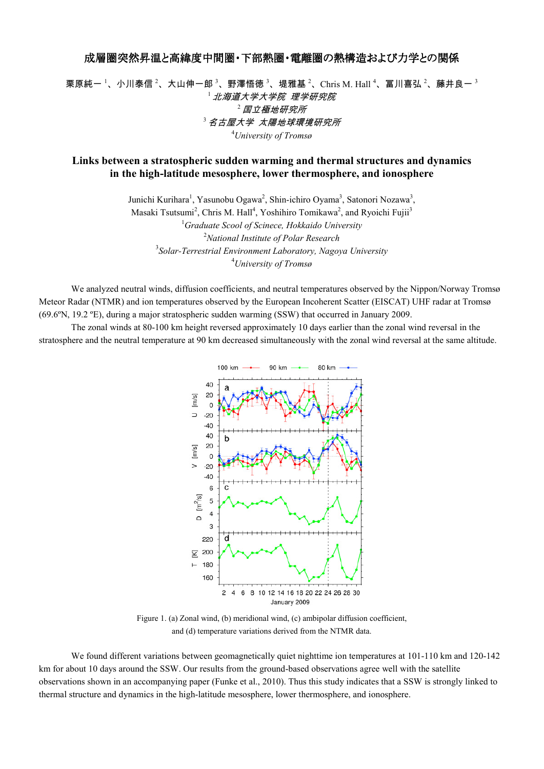# 成層圏突然昇温と高緯度中間圏・下部熱圏・電離圏の熱構造および力学との関係

栗原純一[1]、小川泰信[2]、大山伸一郎[3]、野澤悟徳[3]、堤雅基[2]、Chris M. Hall[4]、冨川喜弘[2]、藤井良一[3]

[1] *北海道大学大学院 理学研究院*

[2] *国立極地研究所*

[3] *名古屋大学 太陽地球環境研究所*

[4] *University of Tromsø*

## Links between a stratospheric sudden warming and thermal structures and dynamics in the high-latitude mesosphere, lower thermosphere, and ionosphere

Junichi Kurihara[1], Yasunobu Ogawa[2], Shin-ichiro Oyama[3], Satonori Nozawa[3], Masaki Tsutsumi[2], Chris M. Hall[4], Yoshihiro Tomikawa[2], and Ryoichi Fujii[3]

[1] *Graduate Scool of Scinece, Hokkaido University*

[2] *National Institute of Polar Research*

[3] *Solar-Terrestrial Environment Laboratory, Nagoya University*

[4] *University of Tromsø*

We analyzed neutral winds, diffusion coefficients, and neutral temperatures observed by the Nippon/Norway Tromsø Meteor Radar (NTMR) and ion temperatures observed by the European Incoherent Scatter (EISCAT) UHF radar at Tromsø (69.6ºN, 19.2 ºE), during a major stratospheric sudden warming (SSW) that occurred in January 2009.

The zonal winds at 80-100 km height reversed approximately 10 days earlier than the zonal wind reversal in the stratosphere and the neutral temperature at 90 km decreased simultaneously with the zonal wind reversal at the same altitude.

Figure 1. (a) Zonal wind, (b) meridional wind, (c) ambipolar diffusion coefficient, and (d) temperature variations derived from the NTMR data.

We found different variations between geomagnetically quiet nighttime ion temperatures at 101-110 km and 120-142 km for about 10 days around the SSW. Our results from the ground-based observations agree well with the satellite observations shown in an accompanying paper (Funke et al., 2010). Thus this study indicates that a SSW is strongly linked to thermal structure and dynamics in the high-latitude mesosphere, lower thermosphere, and ionosphere.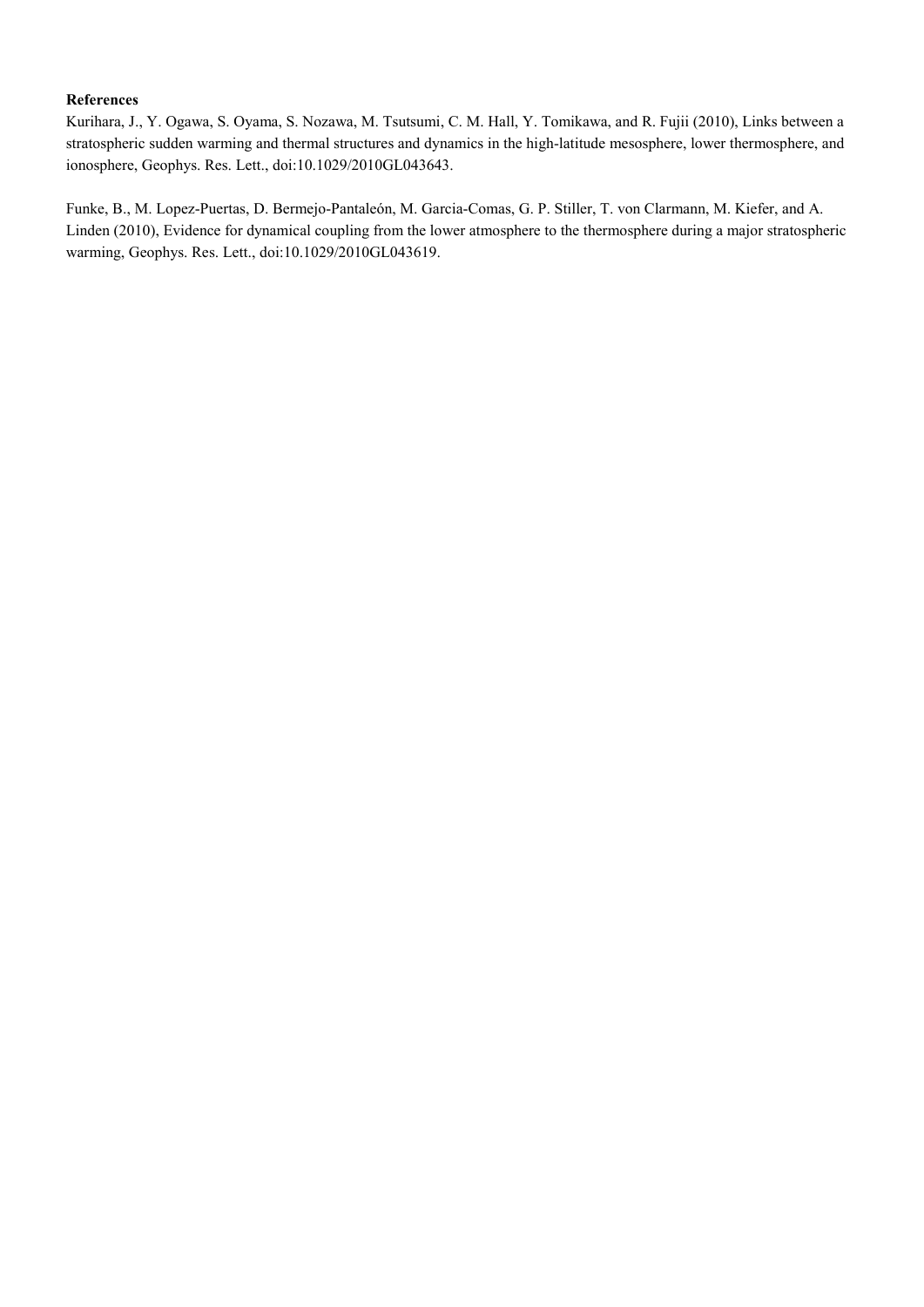**References**

Kurihara, J., Y. Ogawa, S. Oyama, S. Nozawa, M. Tsutsumi, C. M. Hall, Y. Tomikawa, and R. Fujii (2010), Links between a stratospheric sudden warming and thermal structures and dynamics in the high-latitude mesosphere, lower thermosphere, and ionosphere, Geophys. Res. Lett., doi:10.1029/2010GL043643.

Funke, B., M. Lopez-Puertas, D. Bermejo-Pantaleón, M. Garcia-Comas, G. P. Stiller, T. von Clarmann, M. Kiefer, and A. Linden (2010), Evidence for dynamical coupling from the lower atmosphere to the thermosphere during a major stratospheric warming, Geophys. Res. Lett., doi:10.1029/2010GL043619.